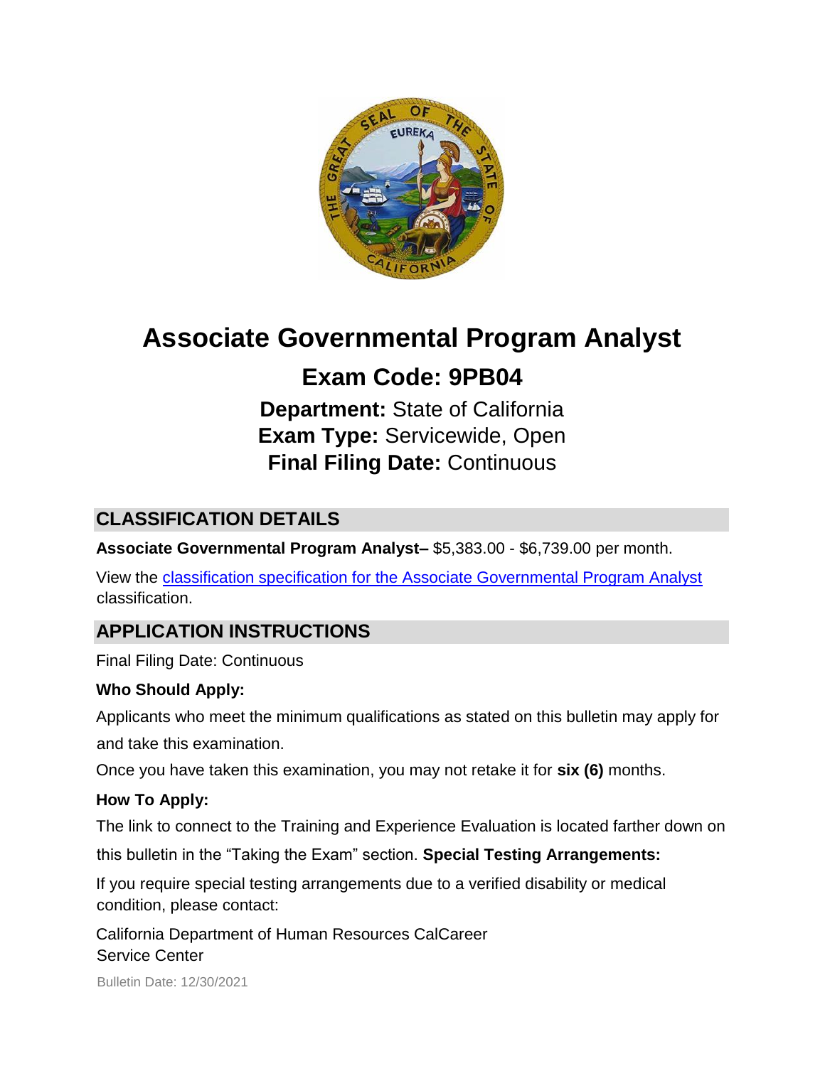# Associate Governmental Program Analyst

## Exam Code: 9PB04

**Department:** State of California
**Exam Type:** Servicewide, Open
**Final Filing Date:** Continuous

## CLASSIFICATION DETAILS

**Associate Governmental Program Analyst–** $5,383.00 - $6,739.00 per month.

View the classification specification for the Associate Governmental Program Analyst classification.

## APPLICATION INSTRUCTIONS

Final Filing Date: Continuous

**Who Should Apply:**

Applicants who meet the minimum qualifications as stated on this bulletin may apply for and take this examination.

Once you have taken this examination, you may not retake it for **six (6)** months.

**How To Apply:**

The link to connect to the Training and Experience Evaluation is located farther down on this bulletin in the "Taking the Exam" section. **Special Testing Arrangements:**

If you require special testing arrangements due to a verified disability or medical condition, please contact:

California Department of Human Resources CalCareer
Service Center

Bulletin Date: 12/30/2021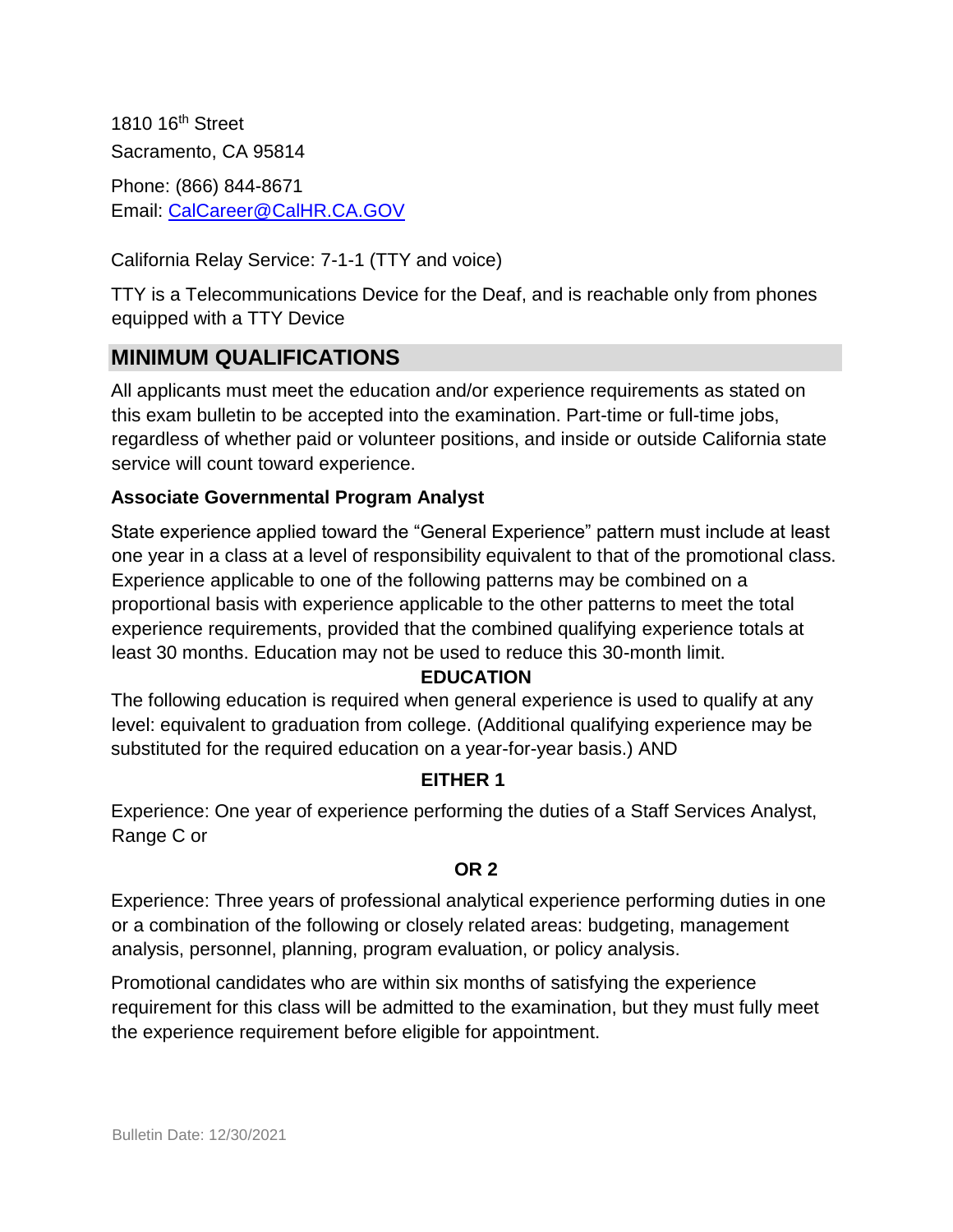1810 16th Street
Sacramento, CA 95814

Phone: (866) 844-8671
Email: [CalCareer@CalHR.CA.GOV](mailto:CalCareer@CalHR.CA.GOV)

California Relay Service: 7-1-1 (TTY and voice)

TTY is a Telecommunications Device for the Deaf, and is reachable only from phones equipped with a TTY Device

## MINIMUM QUALIFICATIONS

All applicants must meet the education and/or experience requirements as stated on this exam bulletin to be accepted into the examination. Part-time or full-time jobs, regardless of whether paid or volunteer positions, and inside or outside California state service will count toward experience.

**Associate Governmental Program Analyst**

State experience applied toward the "General Experience" pattern must include at least one year in a class at a level of responsibility equivalent to that of the promotional class. Experience applicable to one of the following patterns may be combined on a proportional basis with experience applicable to the other patterns to meet the total experience requirements, provided that the combined qualifying experience totals at least 30 months. Education may not be used to reduce this 30-month limit.

**EDUCATION**

The following education is required when general experience is used to qualify at any level: equivalent to graduation from college. (Additional qualifying experience may be substituted for the required education on a year-for-year basis.) AND

**EITHER 1**

Experience: One year of experience performing the duties of a Staff Services Analyst, Range C or

**OR 2**

Experience: Three years of professional analytical experience performing duties in one or a combination of the following or closely related areas: budgeting, management analysis, personnel, planning, program evaluation, or policy analysis.

Promotional candidates who are within six months of satisfying the experience requirement for this class will be admitted to the examination, but they must fully meet the experience requirement before eligible for appointment.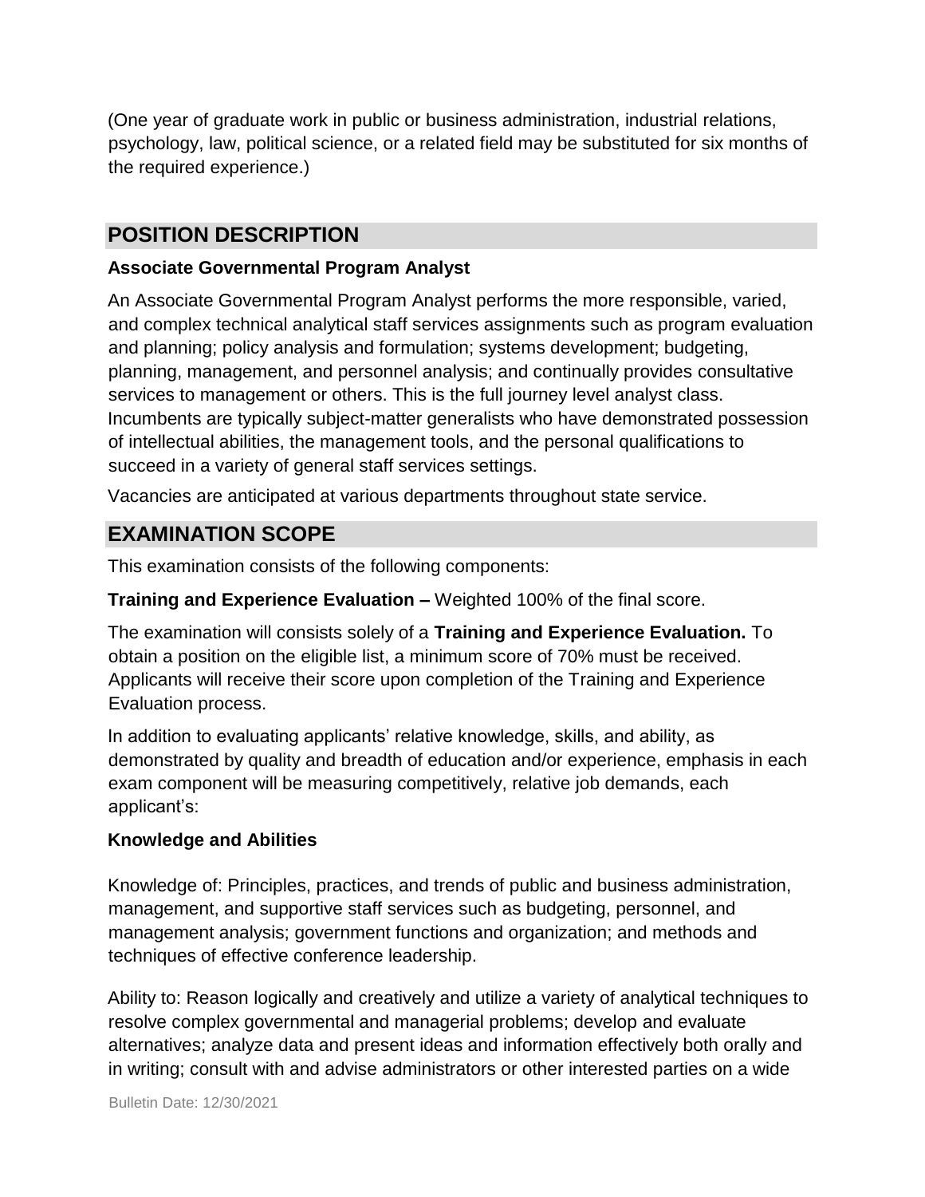(One year of graduate work in public or business administration, industrial relations, psychology, law, political science, or a related field may be substituted for six months of the required experience.)

## POSITION DESCRIPTION

**Associate Governmental Program Analyst**

An Associate Governmental Program Analyst performs the more responsible, varied, and complex technical analytical staff services assignments such as program evaluation and planning; policy analysis and formulation; systems development; budgeting, planning, management, and personnel analysis; and continually provides consultative services to management or others. This is the full journey level analyst class. Incumbents are typically subject-matter generalists who have demonstrated possession of intellectual abilities, the management tools, and the personal qualifications to succeed in a variety of general staff services settings.

Vacancies are anticipated at various departments throughout state service.

## EXAMINATION SCOPE

This examination consists of the following components:

**Training and Experience Evaluation –** Weighted 100% of the final score.

The examination will consists solely of a **Training and Experience Evaluation.** To obtain a position on the eligible list, a minimum score of 70% must be received. Applicants will receive their score upon completion of the Training and Experience Evaluation process.

In addition to evaluating applicants' relative knowledge, skills, and ability, as demonstrated by quality and breadth of education and/or experience, emphasis in each exam component will be measuring competitively, relative job demands, each applicant's:

**Knowledge and Abilities**

Knowledge of: Principles, practices, and trends of public and business administration, management, and supportive staff services such as budgeting, personnel, and management analysis; government functions and organization; and methods and techniques of effective conference leadership.

Ability to: Reason logically and creatively and utilize a variety of analytical techniques to resolve complex governmental and managerial problems; develop and evaluate alternatives; analyze data and present ideas and information effectively both orally and in writing; consult with and advise administrators or other interested parties on a wide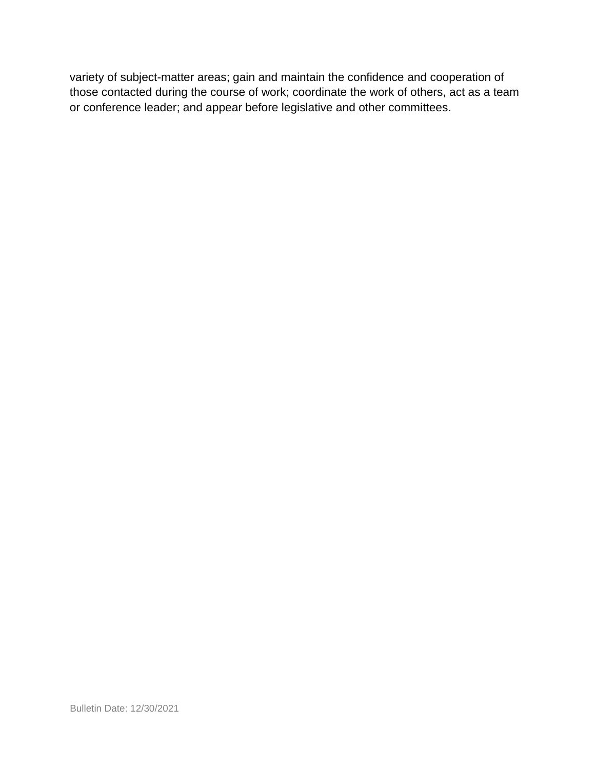variety of subject-matter areas; gain and maintain the confidence and cooperation of those contacted during the course of work; coordinate the work of others, act as a team or conference leader; and appear before legislative and other committees.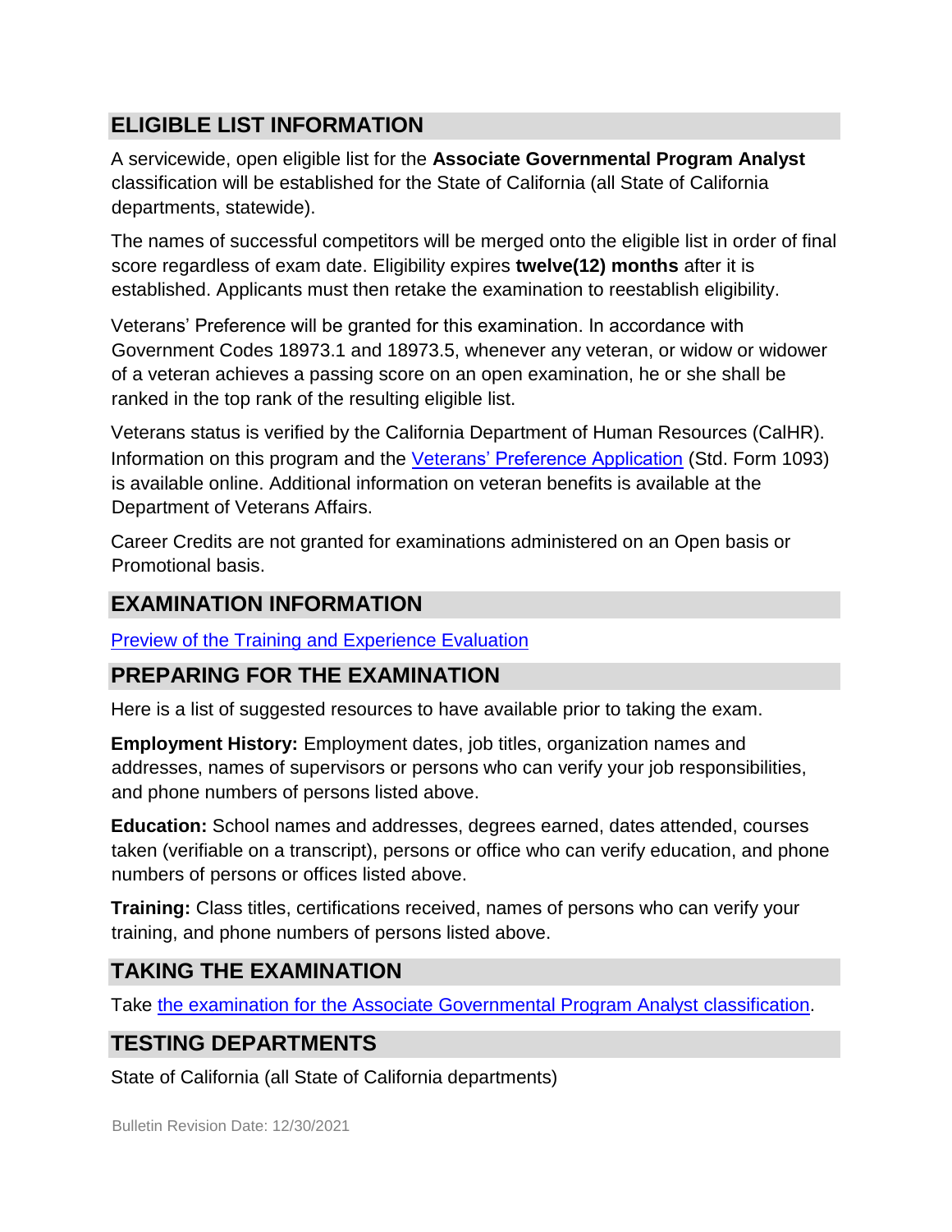## ELIGIBLE LIST INFORMATION

A servicewide, open eligible list for the **Associate Governmental Program Analyst** classification will be established for the State of California (all State of California departments, statewide).

The names of successful competitors will be merged onto the eligible list in order of final score regardless of exam date. Eligibility expires **twelve(12) months** after it is established. Applicants must then retake the examination to reestablish eligibility.

Veterans' Preference will be granted for this examination. In accordance with Government Codes 18973.1 and 18973.5, whenever any veteran, or widow or widower of a veteran achieves a passing score on an open examination, he or she shall be ranked in the top rank of the resulting eligible list.

Veterans status is verified by the California Department of Human Resources (CalHR). Information on this program and the Veterans' Preference Application (Std. Form 1093) is available online. Additional information on veteran benefits is available at the Department of Veterans Affairs.

Career Credits are not granted for examinations administered on an Open basis or Promotional basis.

## EXAMINATION INFORMATION

Preview of the Training and Experience Evaluation

## PREPARING FOR THE EXAMINATION

Here is a list of suggested resources to have available prior to taking the exam.

**Employment History:** Employment dates, job titles, organization names and addresses, names of supervisors or persons who can verify your job responsibilities, and phone numbers of persons listed above.

**Education:** School names and addresses, degrees earned, dates attended, courses taken (verifiable on a transcript), persons or office who can verify education, and phone numbers of persons or offices listed above.

**Training:** Class titles, certifications received, names of persons who can verify your training, and phone numbers of persons listed above.

## TAKING THE EXAMINATION

Take the examination for the Associate Governmental Program Analyst classification.

## TESTING DEPARTMENTS

State of California (all State of California departments)

Bulletin Revision Date: 12/30/2021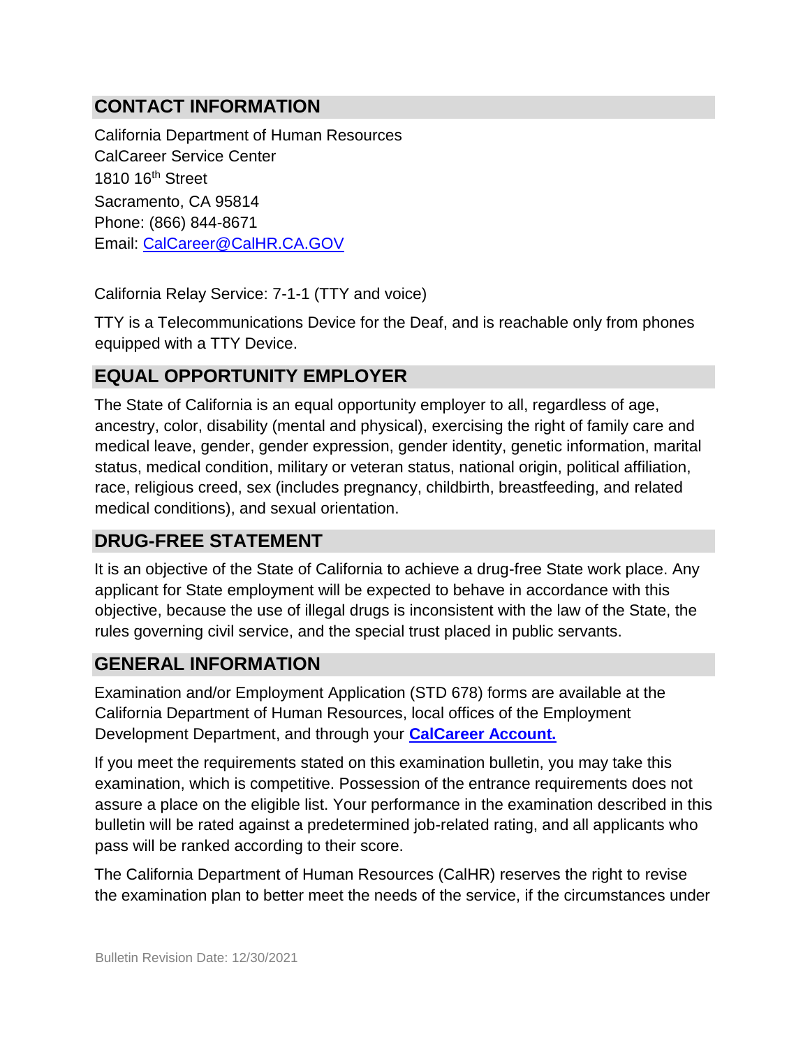## CONTACT INFORMATION

California Department of Human Resources
CalCareer Service Center
1810 16th Street
Sacramento, CA 95814
Phone: (866) 844-8671
Email: [CalCareer@CalHR.CA.GOV](mailto:CalCareer@CalHR.CA.GOV)

California Relay Service: 7-1-1 (TTY and voice)

TTY is a Telecommunications Device for the Deaf, and is reachable only from phones equipped with a TTY Device.

## EQUAL OPPORTUNITY EMPLOYER

The State of California is an equal opportunity employer to all, regardless of age, ancestry, color, disability (mental and physical), exercising the right of family care and medical leave, gender, gender expression, gender identity, genetic information, marital status, medical condition, military or veteran status, national origin, political affiliation, race, religious creed, sex (includes pregnancy, childbirth, breastfeeding, and related medical conditions), and sexual orientation.

## DRUG-FREE STATEMENT

It is an objective of the State of California to achieve a drug-free State work place. Any applicant for State employment will be expected to behave in accordance with this objective, because the use of illegal drugs is inconsistent with the law of the State, the rules governing civil service, and the special trust placed in public servants.

## GENERAL INFORMATION

Examination and/or Employment Application (STD 678) forms are available at the California Department of Human Resources, local offices of the Employment Development Department, and through your **[CalCareer Account.](#)**

If you meet the requirements stated on this examination bulletin, you may take this examination, which is competitive. Possession of the entrance requirements does not assure a place on the eligible list. Your performance in the examination described in this bulletin will be rated against a predetermined job-related rating, and all applicants who pass will be ranked according to their score.

The California Department of Human Resources (CalHR) reserves the right to revise the examination plan to better meet the needs of the service, if the circumstances under

Bulletin Revision Date: 12/30/2021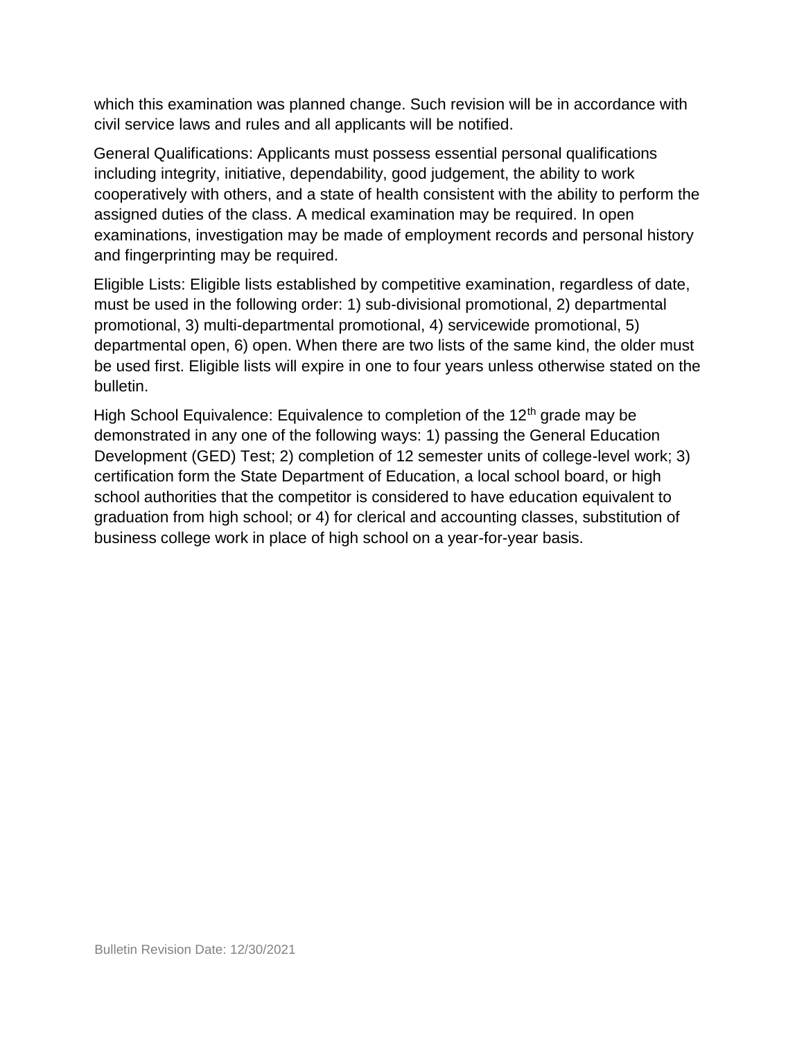which this examination was planned change. Such revision will be in accordance with civil service laws and rules and all applicants will be notified.

General Qualifications: Applicants must possess essential personal qualifications including integrity, initiative, dependability, good judgement, the ability to work cooperatively with others, and a state of health consistent with the ability to perform the assigned duties of the class. A medical examination may be required. In open examinations, investigation may be made of employment records and personal history and fingerprinting may be required.

Eligible Lists: Eligible lists established by competitive examination, regardless of date, must be used in the following order: 1) sub-divisional promotional, 2) departmental promotional, 3) multi-departmental promotional, 4) servicewide promotional, 5) departmental open, 6) open. When there are two lists of the same kind, the older must be used first. Eligible lists will expire in one to four years unless otherwise stated on the bulletin.

High School Equivalence: Equivalence to completion of the 12th grade may be demonstrated in any one of the following ways: 1) passing the General Education Development (GED) Test; 2) completion of 12 semester units of college-level work; 3) certification form the State Department of Education, a local school board, or high school authorities that the competitor is considered to have education equivalent to graduation from high school; or 4) for clerical and accounting classes, substitution of business college work in place of high school on a year-for-year basis.

Bulletin Revision Date: 12/30/2021